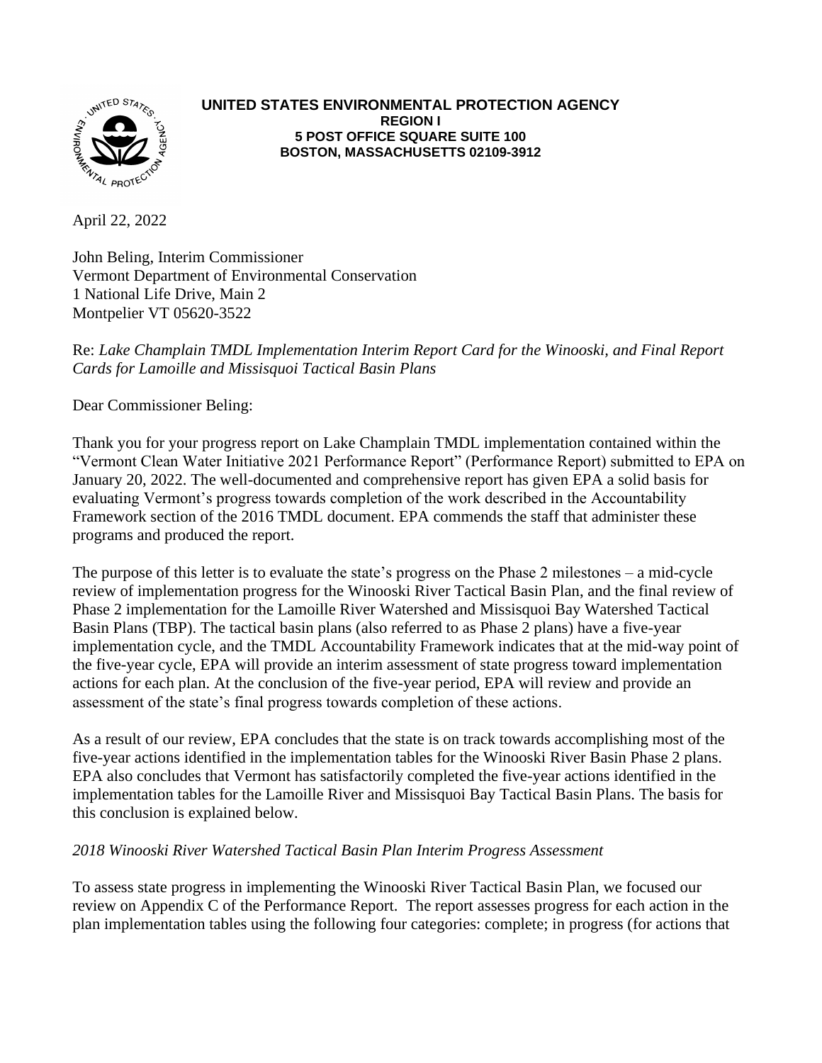**UNITED STATES ENVIRONMENTAL PROTECTION AGENCY**
**REGION I**
**5 POST OFFICE SQUARE SUITE 100**
**BOSTON, MASSACHUSETTS 02109-3912**

April 22, 2022

John Beling, Interim Commissioner
Vermont Department of Environmental Conservation
1 National Life Drive, Main 2
Montpelier VT 05620-3522

Re: *Lake Champlain TMDL Implementation Interim Report Card for the Winooski, and Final Report Cards for Lamoille and Missisquoi Tactical Basin Plans*

Dear Commissioner Beling:

Thank you for your progress report on Lake Champlain TMDL implementation contained within the "Vermont Clean Water Initiative 2021 Performance Report" (Performance Report) submitted to EPA on January 20, 2022. The well-documented and comprehensive report has given EPA a solid basis for evaluating Vermont's progress towards completion of the work described in the Accountability Framework section of the 2016 TMDL document. EPA commends the staff that administer these programs and produced the report.

The purpose of this letter is to evaluate the state's progress on the Phase 2 milestones – a mid-cycle review of implementation progress for the Winooski River Tactical Basin Plan, and the final review of Phase 2 implementation for the Lamoille River Watershed and Missisquoi Bay Watershed Tactical Basin Plans (TBP). The tactical basin plans (also referred to as Phase 2 plans) have a five-year implementation cycle, and the TMDL Accountability Framework indicates that at the mid-way point of the five-year cycle, EPA will provide an interim assessment of state progress toward implementation actions for each plan. At the conclusion of the five-year period, EPA will review and provide an assessment of the state's final progress towards completion of these actions.

As a result of our review, EPA concludes that the state is on track towards accomplishing most of the five-year actions identified in the implementation tables for the Winooski River Basin Phase 2 plans. EPA also concludes that Vermont has satisfactorily completed the five-year actions identified in the implementation tables for the Lamoille River and Missisquoi Bay Tactical Basin Plans. The basis for this conclusion is explained below.

*2018 Winooski River Watershed Tactical Basin Plan Interim Progress Assessment*

To assess state progress in implementing the Winooski River Tactical Basin Plan, we focused our review on Appendix C of the Performance Report. The report assesses progress for each action in the plan implementation tables using the following four categories: complete; in progress (for actions that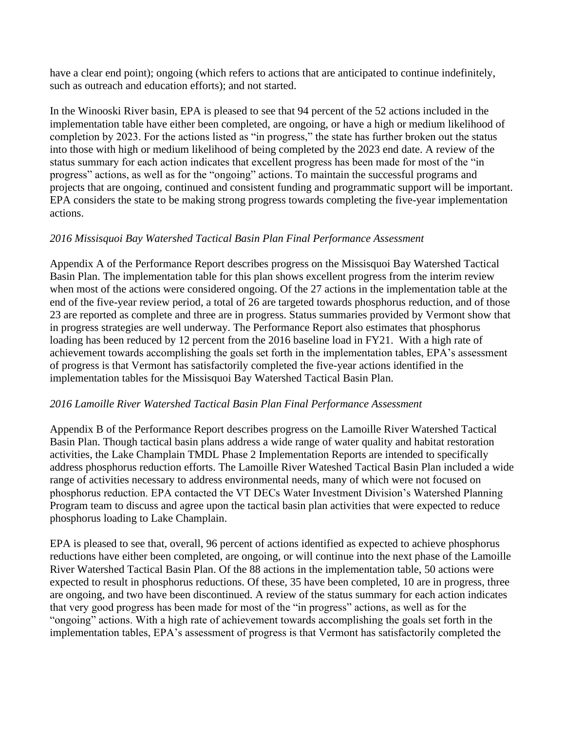have a clear end point); ongoing (which refers to actions that are anticipated to continue indefinitely, such as outreach and education efforts); and not started.

In the Winooski River basin, EPA is pleased to see that 94 percent of the 52 actions included in the implementation table have either been completed, are ongoing, or have a high or medium likelihood of completion by 2023. For the actions listed as "in progress," the state has further broken out the status into those with high or medium likelihood of being completed by the 2023 end date. A review of the status summary for each action indicates that excellent progress has been made for most of the "in progress" actions, as well as for the "ongoing" actions. To maintain the successful programs and projects that are ongoing, continued and consistent funding and programmatic support will be important. EPA considers the state to be making strong progress towards completing the five-year implementation actions.

*2016 Missisquoi Bay Watershed Tactical Basin Plan Final Performance Assessment*

Appendix A of the Performance Report describes progress on the Missisquoi Bay Watershed Tactical Basin Plan. The implementation table for this plan shows excellent progress from the interim review when most of the actions were considered ongoing. Of the 27 actions in the implementation table at the end of the five-year review period, a total of 26 are targeted towards phosphorus reduction, and of those 23 are reported as complete and three are in progress. Status summaries provided by Vermont show that in progress strategies are well underway. The Performance Report also estimates that phosphorus loading has been reduced by 12 percent from the 2016 baseline load in FY21. With a high rate of achievement towards accomplishing the goals set forth in the implementation tables, EPA's assessment of progress is that Vermont has satisfactorily completed the five-year actions identified in the implementation tables for the Missisquoi Bay Watershed Tactical Basin Plan.

*2016 Lamoille River Watershed Tactical Basin Plan Final Performance Assessment*

Appendix B of the Performance Report describes progress on the Lamoille River Watershed Tactical Basin Plan. Though tactical basin plans address a wide range of water quality and habitat restoration activities, the Lake Champlain TMDL Phase 2 Implementation Reports are intended to specifically address phosphorus reduction efforts. The Lamoille River Wateshed Tactical Basin Plan included a wide range of activities necessary to address environmental needs, many of which were not focused on phosphorus reduction. EPA contacted the VT DECs Water Investment Division's Watershed Planning Program team to discuss and agree upon the tactical basin plan activities that were expected to reduce phosphorus loading to Lake Champlain.

EPA is pleased to see that, overall, 96 percent of actions identified as expected to achieve phosphorus reductions have either been completed, are ongoing, or will continue into the next phase of the Lamoille River Watershed Tactical Basin Plan. Of the 88 actions in the implementation table, 50 actions were expected to result in phosphorus reductions. Of these, 35 have been completed, 10 are in progress, three are ongoing, and two have been discontinued. A review of the status summary for each action indicates that very good progress has been made for most of the "in progress" actions, as well as for the "ongoing" actions. With a high rate of achievement towards accomplishing the goals set forth in the implementation tables, EPA's assessment of progress is that Vermont has satisfactorily completed the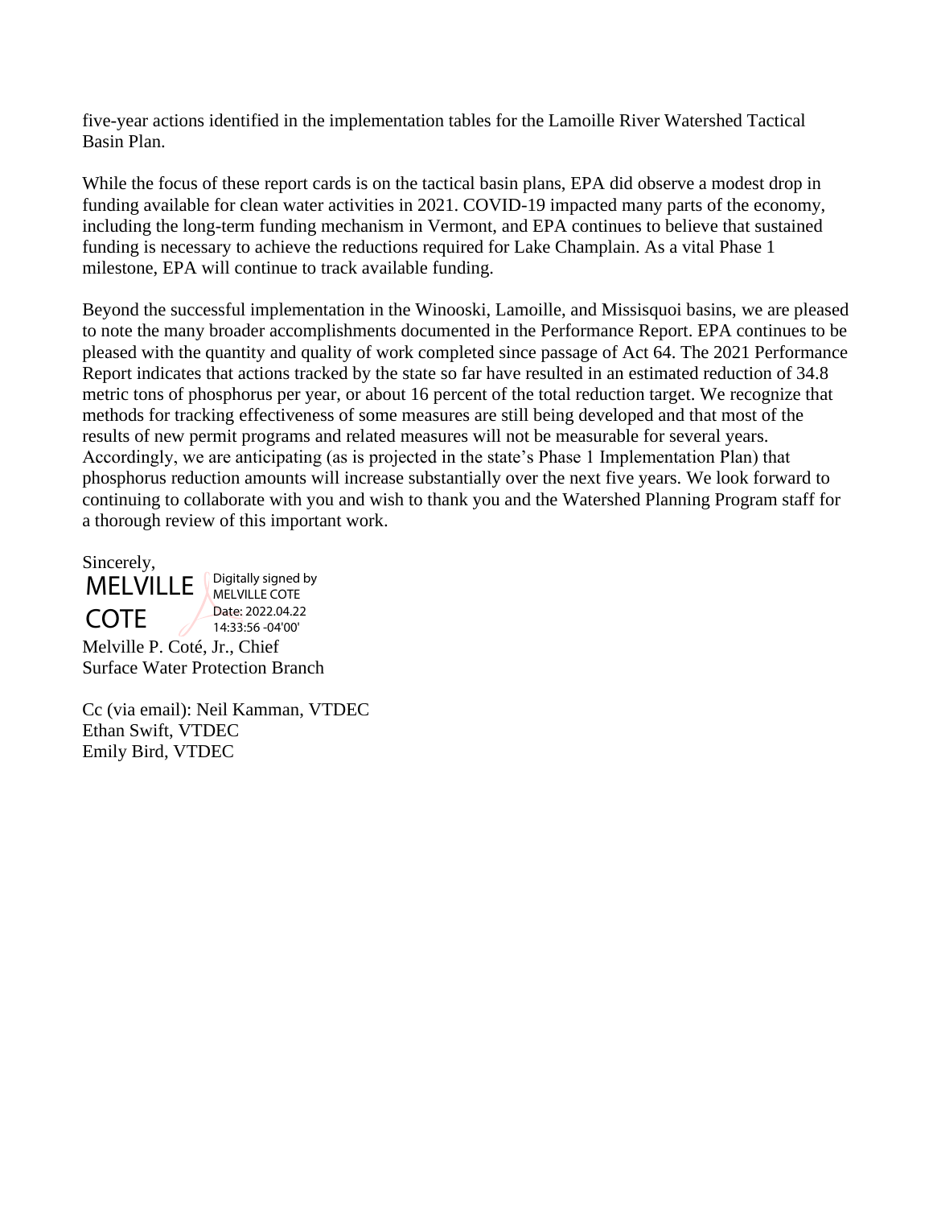five-year actions identified in the implementation tables for the Lamoille River Watershed Tactical Basin Plan.

While the focus of these report cards is on the tactical basin plans, EPA did observe a modest drop in funding available for clean water activities in 2021. COVID-19 impacted many parts of the economy, including the long-term funding mechanism in Vermont, and EPA continues to believe that sustained funding is necessary to achieve the reductions required for Lake Champlain. As a vital Phase 1 milestone, EPA will continue to track available funding.

Beyond the successful implementation in the Winooski, Lamoille, and Missisquoi basins, we are pleased to note the many broader accomplishments documented in the Performance Report. EPA continues to be pleased with the quantity and quality of work completed since passage of Act 64. The 2021 Performance Report indicates that actions tracked by the state so far have resulted in an estimated reduction of 34.8 metric tons of phosphorus per year, or about 16 percent of the total reduction target. We recognize that methods for tracking effectiveness of some measures are still being developed and that most of the results of new permit programs and related measures will not be measurable for several years. Accordingly, we are anticipating (as is projected in the state's Phase 1 Implementation Plan) that phosphorus reduction amounts will increase substantially over the next five years. We look forward to continuing to collaborate with you and wish to thank you and the Watershed Planning Program staff for a thorough review of this important work.

Sincerely,

MELVILLE COTE

Digitally signed by MELVILLE COTE
Date: 2022.04.22 14:33:56 -04'00'

Melville P. Coté, Jr., Chief
Surface Water Protection Branch

Cc (via email): Neil Kamman, VTDEC
Ethan Swift, VTDEC
Emily Bird, VTDEC